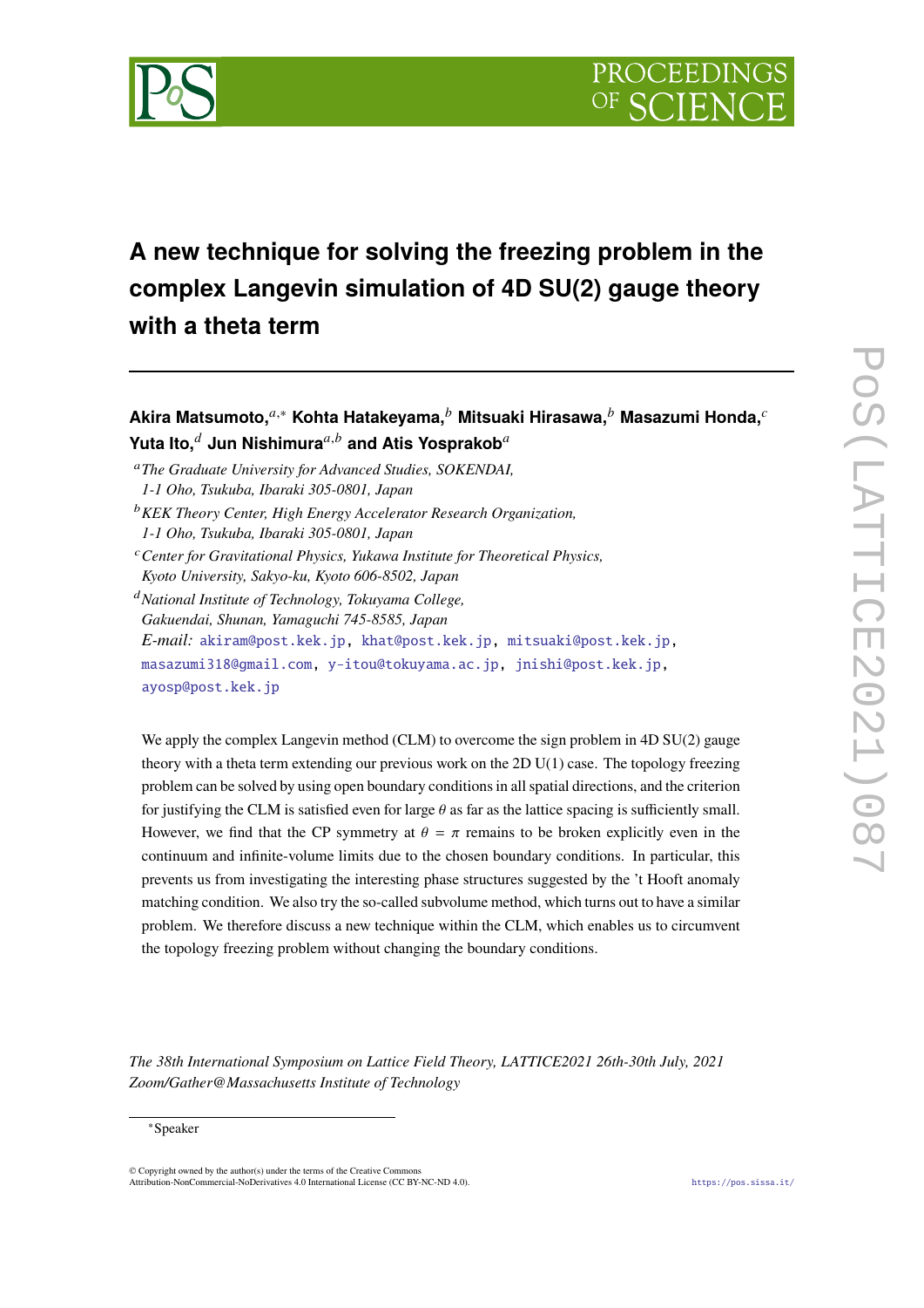# A new technique for solving the freezing problem in the complex Langevin simulation of 4D SU(2) gauge theory with a theta term

**Akira Matsumoto,**[a,*] **Kohta Hatakeyama,**[b] **Mitsuaki Hirasawa,**[b] **Masazumi Honda,**[c] **Yuta Ito,**[d] **Jun Nishimura**[a,b] **and Atis Yosprakob**[a]

[a] *The Graduate University for Advanced Studies, SOKENDAI, 1-1 Oho, Tsukuba, Ibaraki 305-0801, Japan*

[b] *KEK Theory Center, High Energy Accelerator Research Organization, 1-1 Oho, Tsukuba, Ibaraki 305-0801, Japan*

[c] *Center for Gravitational Physics, Yukawa Institute for Theoretical Physics, Kyoto University, Sakyo-ku, Kyoto 606-8502, Japan*

[d] *National Institute of Technology, Tokuyama College, Gakuendai, Shunan, Yamaguchi 745-8585, Japan*

*E-mail:* akiram@post.kek.jp, khat@post.kek.jp, mitsuaki@post.kek.jp, masazumi318@gmail.com, y-itou@tokuyama.ac.jp, jnishi@post.kek.jp, ayosp@post.kek.jp

We apply the complex Langevin method (CLM) to overcome the sign problem in 4D SU(2) gauge theory with a theta term extending our previous work on the 2D U(1) case. The topology freezing problem can be solved by using open boundary conditions in all spatial directions, and the criterion for justifying the CLM is satisfied even for large $\theta$ as far as the lattice spacing is sufficiently small. However, we find that the CP symmetry at $\theta = \pi$ remains to be broken explicitly even in the continuum and infinite-volume limits due to the chosen boundary conditions. In particular, this prevents us from investigating the interesting phase structures suggested by the 't Hooft anomaly matching condition. We also try the so-called subvolume method, which turns out to have a similar problem. We therefore discuss a new technique within the CLM, which enables us to circumvent the topology freezing problem without changing the boundary conditions.

*The 38th International Symposium on Lattice Field Theory, LATTICE2021 26th-30th July, 2021 Zoom/Gather@Massachusetts Institute of Technology*

[*] Speaker

© Copyright owned by the author(s) under the terms of the Creative Commons Attribution-NonCommercial-NoDerivatives 4.0 International License (CC BY-NC-ND 4.0).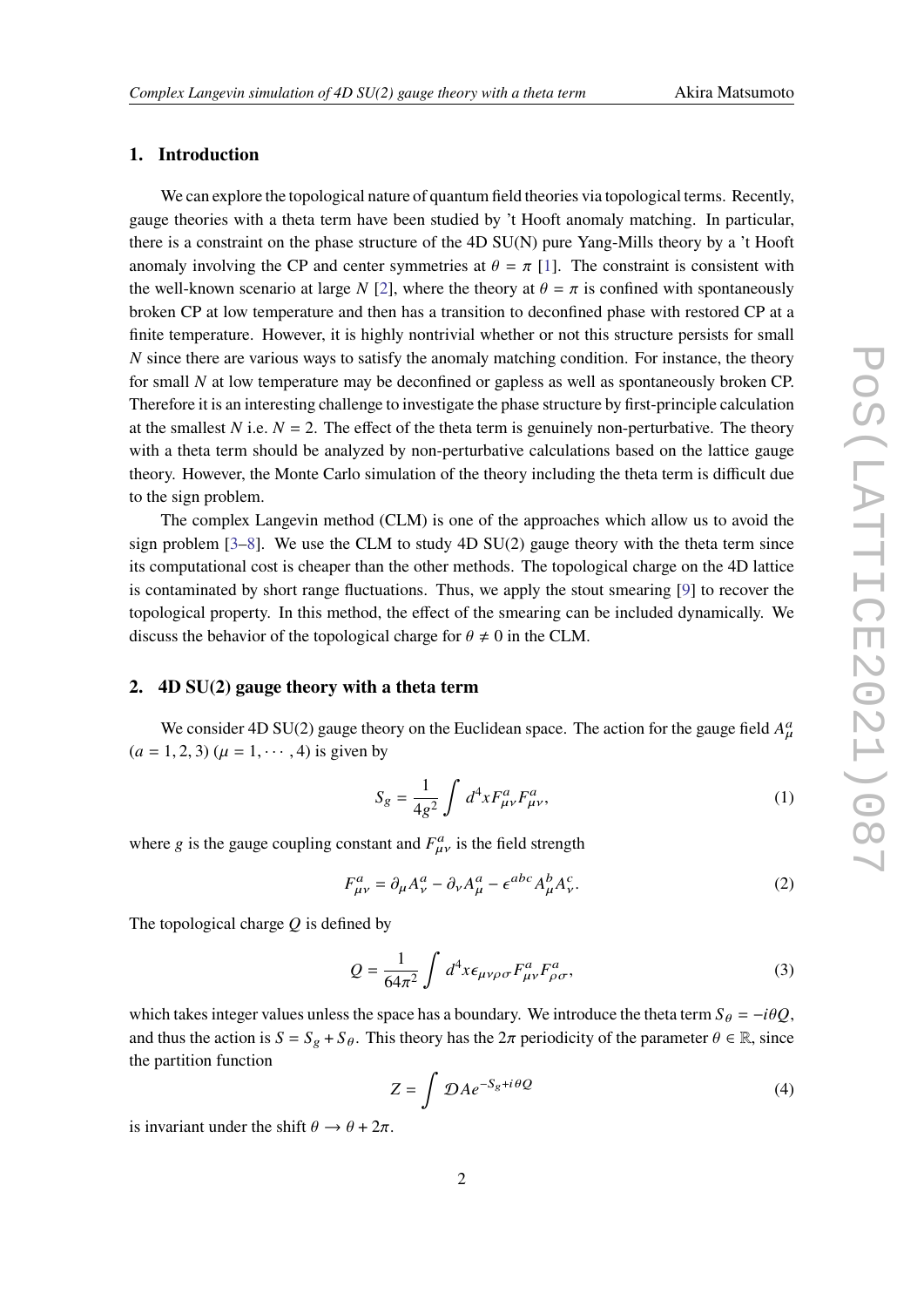## 1. Introduction

We can explore the topological nature of quantum field theories via topological terms. Recently, gauge theories with a theta term have been studied by 't Hooft anomaly matching. In particular, there is a constraint on the phase structure of the 4D SU(N) pure Yang-Mills theory by a 't Hooft anomaly involving the CP and center symmetries at $\theta = \pi$ [1]. The constraint is consistent with the well-known scenario at large $N$ [2], where the theory at $\theta = \pi$ is confined with spontaneously broken CP at low temperature and then has a transition to deconfined phase with restored CP at a finite temperature. However, it is highly nontrivial whether or not this structure persists for small $N$ since there are various ways to satisfy the anomaly matching condition. For instance, the theory for small $N$ at low temperature may be deconfined or gapless as well as spontaneously broken CP. Therefore it is an interesting challenge to investigate the phase structure by first-principle calculation at the smallest $N$ i.e. $N = 2$. The effect of the theta term is genuinely non-perturbative. The theory with a theta term should be analyzed by non-perturbative calculations based on the lattice gauge theory. However, the Monte Carlo simulation of the theory including the theta term is difficult due to the sign problem.

The complex Langevin method (CLM) is one of the approaches which allow us to avoid the sign problem [3–8]. We use the CLM to study 4D SU(2) gauge theory with the theta term since its computational cost is cheaper than the other methods. The topological charge on the 4D lattice is contaminated by short range fluctuations. Thus, we apply the stout smearing [9] to recover the topological property. In this method, the effect of the smearing can be included dynamically. We discuss the behavior of the topological charge for $\theta \neq 0$ in the CLM.

## 2. 4D SU(2) gauge theory with a theta term

We consider 4D SU(2) gauge theory on the Euclidean space. The action for the gauge field $A^a_\mu$ ($a = 1, 2, 3$) ($\mu = 1, \cdots, 4$) is given by

$$S_g = \frac{1}{4g^2} \int d^4x F^a_{\mu\nu} F^a_{\mu\nu}, \tag{1}$$

where $g$ is the gauge coupling constant and $F^a_{\mu\nu}$ is the field strength

$$F^a_{\mu\nu} = \partial_\mu A^a_\nu - \partial_\nu A^a_\mu - \epsilon^{abc} A^b_\mu A^c_\nu. \tag{2}$$

The topological charge $Q$ is defined by

$$Q = \frac{1}{64\pi^2} \int d^4x \epsilon_{\mu\nu\rho\sigma} F^a_{\mu\nu} F^a_{\rho\sigma}, \tag{3}$$

which takes integer values unless the space has a boundary. We introduce the theta term $S_\theta = -i\theta Q$, and thus the action is $S = S_g + S_\theta$. This theory has the $2\pi$ periodicity of the parameter $\theta \in \mathbb{R}$, since the partition function

$$Z = \int \mathcal{D}A e^{-S_g + i\theta Q} \tag{4}$$

is invariant under the shift $\theta \to \theta + 2\pi$.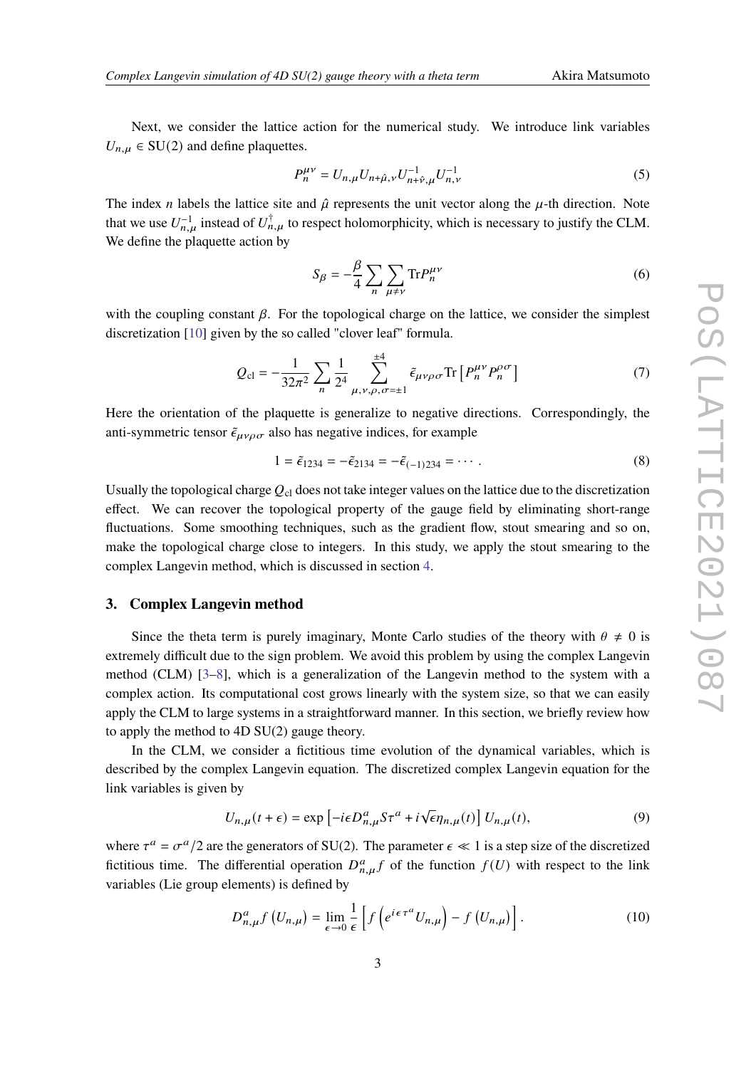Next, we consider the lattice action for the numerical study. We introduce link variables $U_{n,\mu} \in \mathrm{SU}(2)$ and define plaquettes.

$$P_n^{\mu\nu} = U_{n,\mu} U_{n+\hat{\mu},\nu} U_{n+\hat{\nu},\mu}^{-1} U_{n,\nu}^{-1} \tag{5}$$

The index $n$ labels the lattice site and $\hat{\mu}$ represents the unit vector along the $\mu$-th direction. Note that we use $U_{n,\mu}^{-1}$ instead of $U_{n,\mu}^{\dagger}$ to respect holomorphicity, which is necessary to justify the CLM. We define the plaquette action by

$$S_\beta = -\frac{\beta}{4} \sum_n \sum_{\mu \neq \nu} \mathrm{Tr} P_n^{\mu\nu} \tag{6}$$

with the coupling constant $\beta$. For the topological charge on the lattice, we consider the simplest discretization [10] given by the so called "clover leaf" formula.

$$Q_{\mathrm{cl}} = -\frac{1}{32\pi^2} \sum_n \frac{1}{2^4} \sum_{\mu,\nu,\rho,\sigma=\pm 1}^{\pm 4} \tilde{\epsilon}_{\mu\nu\rho\sigma} \mathrm{Tr}\left[ P_n^{\mu\nu} P_n^{\rho\sigma} \right] \tag{7}$$

Here the orientation of the plaquette is generalize to negative directions. Correspondingly, the anti-symmetric tensor $\tilde{\epsilon}_{\mu\nu\rho\sigma}$ also has negative indices, for example

$$1 = \tilde{\epsilon}_{1234} = -\tilde{\epsilon}_{2134} = -\tilde{\epsilon}_{(-1)234} = \cdots . \tag{8}$$

Usually the topological charge $Q_{\mathrm{cl}}$ does not take integer values on the lattice due to the discretization effect. We can recover the topological property of the gauge field by eliminating short-range fluctuations. Some smoothing techniques, such as the gradient flow, stout smearing and so on, make the topological charge close to integers. In this study, we apply the stout smearing to the complex Langevin method, which is discussed in section 4.

## 3. Complex Langevin method

Since the theta term is purely imaginary, Monte Carlo studies of the theory with $\theta \neq 0$ is extremely difficult due to the sign problem. We avoid this problem by using the complex Langevin method (CLM) [3–8], which is a generalization of the Langevin method to the system with a complex action. Its computational cost grows linearly with the system size, so that we can easily apply the CLM to large systems in a straightforward manner. In this section, we briefly review how to apply the method to 4D SU(2) gauge theory.

In the CLM, we consider a fictitious time evolution of the dynamical variables, which is described by the complex Langevin equation. The discretized complex Langevin equation for the link variables is given by

$$U_{n,\mu}(t+\epsilon) = \exp\left[ -i\epsilon D_{n,\mu}^a S \tau^a + i\sqrt{\epsilon}\eta_{n,\mu}(t) \right] U_{n,\mu}(t), \tag{9}$$

where $\tau^a = \sigma^a/2$ are the generators of SU(2). The parameter $\epsilon \ll 1$ is a step size of the discretized fictitious time. The differential operation $D_{n,\mu}^a f$ of the function $f(U)$ with respect to the link variables (Lie group elements) is defined by

$$D_{n,\mu}^a f\left(U_{n,\mu}\right) = \lim_{\epsilon \to 0} \frac{1}{\epsilon} \left[ f\left( e^{i\epsilon\tau^a} U_{n,\mu} \right) - f\left(U_{n,\mu}\right) \right]. \tag{10}$$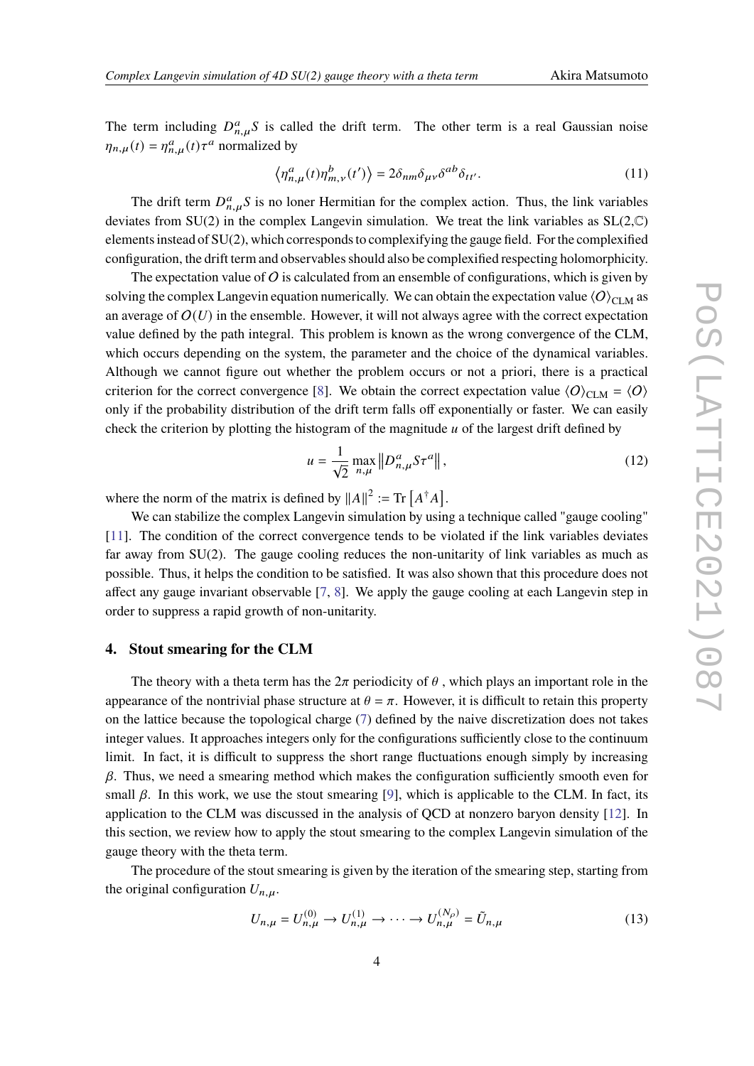The term including $D^a_{n,\mu}S$ is called the drift term. The other term is a real Gaussian noise $\eta_{n,\mu}(t) = \eta^a_{n,\mu}(t)\tau^a$ normalized by

$$\left\langle \eta^a_{n,\mu}(t)\eta^b_{m,\nu}(t')\right\rangle = 2\delta_{nm}\delta_{\mu\nu}\delta^{ab}\delta_{tt'}. \tag{11}$$

The drift term $D^a_{n,\mu}S$ is no loner Hermitian for the complex action. Thus, the link variables deviates from SU(2) in the complex Langevin simulation. We treat the link variables as SL(2,$\mathbb{C}$) elements instead of SU(2), which corresponds to complexifying the gauge field. For the complexified configuration, the drift term and observables should also be complexified respecting holomorphicity.

The expectation value of $O$ is calculated from an ensemble of configurations, which is given by solving the complex Langevin equation numerically. We can obtain the expectation value $\langle O\rangle_{\mathrm{CLM}}$ as an average of $O(U)$ in the ensemble. However, it will not always agree with the correct expectation value defined by the path integral. This problem is known as the wrong convergence of the CLM, which occurs depending on the system, the parameter and the choice of the dynamical variables. Although we cannot figure out whether the problem occurs or not a priori, there is a practical criterion for the correct convergence [8]. We obtain the correct expectation value $\langle O\rangle_{\mathrm{CLM}} = \langle O\rangle$ only if the probability distribution of the drift term falls off exponentially or faster. We can easily check the criterion by plotting the histogram of the magnitude $u$ of the largest drift defined by

$$u = \frac{1}{\sqrt{2}}\max_{n,\mu}\left\|D^a_{n,\mu}S\tau^a\right\|, \tag{12}$$

where the norm of the matrix is defined by $\|A\|^2 := \mathrm{Tr}\left[A^\dagger A\right]$.

We can stabilize the complex Langevin simulation by using a technique called "gauge cooling" [11]. The condition of the correct convergence tends to be violated if the link variables deviates far away from SU(2). The gauge cooling reduces the non-unitarity of link variables as much as possible. Thus, it helps the condition to be satisfied. It was also shown that this procedure does not affect any gauge invariant observable [7, 8]. We apply the gauge cooling at each Langevin step in order to suppress a rapid growth of non-unitarity.

## 4. Stout smearing for the CLM

The theory with a theta term has the $2\pi$ periodicity of $\theta$ , which plays an important role in the appearance of the nontrivial phase structure at $\theta = \pi$. However, it is difficult to retain this property on the lattice because the topological charge (7) defined by the naive discretization does not takes integer values. It approaches integers only for the configurations sufficiently close to the continuum limit. In fact, it is difficult to suppress the short range fluctuations enough simply by increasing $\beta$. Thus, we need a smearing method which makes the configuration sufficiently smooth even for small $\beta$. In this work, we use the stout smearing [9], which is applicable to the CLM. In fact, its application to the CLM was discussed in the analysis of QCD at nonzero baryon density [12]. In this section, we review how to apply the stout smearing to the complex Langevin simulation of the gauge theory with the theta term.

The procedure of the stout smearing is given by the iteration of the smearing step, starting from the original configuration $U_{n,\mu}$.

$$U_{n,\mu} = U^{(0)}_{n,\mu} \to U^{(1)}_{n,\mu} \to \cdots \to U^{(N_\rho)}_{n,\mu} = \tilde{U}_{n,\mu} \tag{13}$$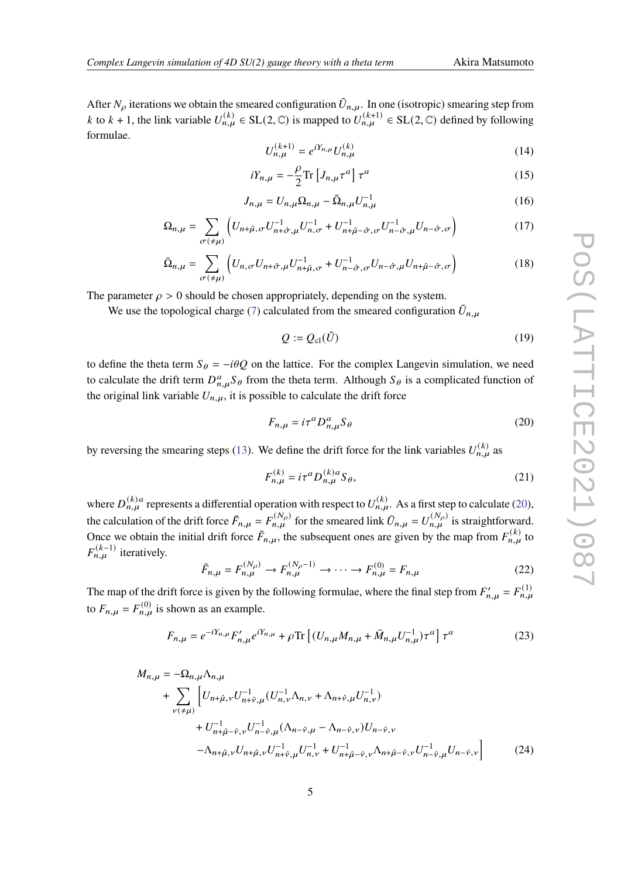After $N_\rho$ iterations we obtain the smeared configuration $\tilde{U}_{n,\mu}$. In one (isotropic) smearing step from $k$ to $k+1$, the link variable $U^{(k)}_{n,\mu} \in \mathrm{SL}(2,\mathbb{C})$ is mapped to $U^{(k+1)}_{n,\mu} \in \mathrm{SL}(2,\mathbb{C})$ defined by following formulae.

$$U^{(k+1)}_{n,\mu} = e^{iY_{n,\mu}} U^{(k)}_{n,\mu} \tag{14}$$

$$iY_{n,\mu} = -\frac{\rho}{2} \mathrm{Tr}\left[J_{n,\mu}\tau^a\right]\tau^a \tag{15}$$

$$J_{n,\mu} = U_{n,\mu}\Omega_{n,\mu} - \bar{\Omega}_{n,\mu}U^{-1}_{n,\mu} \tag{16}$$

$$\Omega_{n,\mu} = \sum_{\sigma(\neq\mu)} \left( U_{n+\hat{\mu},\sigma}U^{-1}_{n+\hat{\sigma},\mu}U^{-1}_{n,\sigma} + U^{-1}_{n+\hat{\mu}-\hat{\sigma},\sigma}U^{-1}_{n-\hat{\sigma},\mu}U_{n-\hat{\sigma},\sigma} \right) \tag{17}$$

$$\bar{\Omega}_{n,\mu} = \sum_{\sigma(\neq\mu)} \left( U_{n,\sigma}U_{n+\hat{\sigma},\mu}U^{-1}_{n+\hat{\mu},\sigma} + U^{-1}_{n-\hat{\sigma},\sigma}U_{n-\hat{\sigma},\mu}U_{n+\hat{\mu}-\hat{\sigma},\sigma} \right) \tag{18}$$

The parameter $\rho > 0$ should be chosen appropriately, depending on the system.

We use the topological charge (7) calculated from the smeared configuration $\tilde{U}_{n,\mu}$

$$Q := Q_{\mathrm{cl}}(\tilde{U}) \tag{19}$$

to define the theta term $S_\theta = -i\theta Q$ on the lattice. For the complex Langevin simulation, we need to calculate the drift term $D^a_{n,\mu}S_\theta$ from the theta term. Although $S_\theta$ is a complicated function of the original link variable $U_{n,\mu}$, it is possible to calculate the drift force

$$F_{n,\mu} = i\tau^a D^a_{n,\mu} S_\theta \tag{20}$$

by reversing the smearing steps (13). We define the drift force for the link variables $U^{(k)}_{n,\mu}$ as

$$F^{(k)}_{n,\mu} = i\tau^a D^{(k)a}_{n,\mu} S_\theta, \tag{21}$$

where $D^{(k)a}_{n,\mu}$ represents a differential operation with respect to $U^{(k)}_{n,\mu}$. As a first step to calculate (20), the calculation of the drift force $\tilde{F}_{n,\mu} = F^{(N_\rho)}_{n,\mu}$ for the smeared link $\tilde{U}_{n,\mu} = U^{(N_\rho)}_{n,\mu}$ is straightforward. Once we obtain the initial drift force $\tilde{F}_{n,\mu}$, the subsequent ones are given by the map from $F^{(k)}_{n,\mu}$ to $F^{(k-1)}_{n,\mu}$ iteratively.

$$\tilde{F}_{n,\mu} = F^{(N_\rho)}_{n,\mu} \to F^{(N_\rho-1)}_{n,\mu} \to \cdots \to F^{(0)}_{n,\mu} = F_{n,\mu} \tag{22}$$

The map of the drift force is given by the following formulae, where the final step from $F'_{n,\mu} = F^{(1)}_{n,\mu}$ to $F_{n,\mu} = F^{(0)}_{n,\mu}$ is shown as an example.

$$F_{n,\mu} = e^{-iY_{n,\mu}} F'_{n,\mu} e^{iY_{n,\mu}} + \rho \mathrm{Tr}\left[(U_{n,\mu}M_{n,\mu} + \bar{M}_{n,\mu}U^{-1}_{n,\mu})\tau^a\right]\tau^a \tag{23}$$

$$\begin{aligned}
M_{n,\mu} = & -\Omega_{n,\mu}\Lambda_{n,\mu} \\
& + \sum_{\nu(\neq\mu)} \Big[ U_{n+\hat{\mu},\nu}U^{-1}_{n+\hat{\nu},\mu}(U^{-1}_{n,\nu}\Lambda_{n,\nu} + \Lambda_{n+\hat{\nu},\mu}U^{-1}_{n,\nu}) \\
& \quad + U^{-1}_{n+\hat{\mu}-\hat{\nu},\nu}U^{-1}_{n-\hat{\nu},\mu}(\Lambda_{n-\hat{\nu},\mu} - \Lambda_{n-\hat{\nu},\nu})U_{n-\hat{\nu},\nu} \\
& \quad - \Lambda_{n+\hat{\mu},\nu}U_{n+\hat{\mu},\nu}U^{-1}_{n+\hat{\nu},\mu}U^{-1}_{n,\nu} + U^{-1}_{n+\hat{\mu}-\hat{\nu},\nu}\Lambda_{n+\hat{\mu}-\hat{\nu},\nu}U^{-1}_{n-\hat{\nu},\mu}U_{n-\hat{\nu},\nu} \Big]
\end{aligned} \tag{24}$$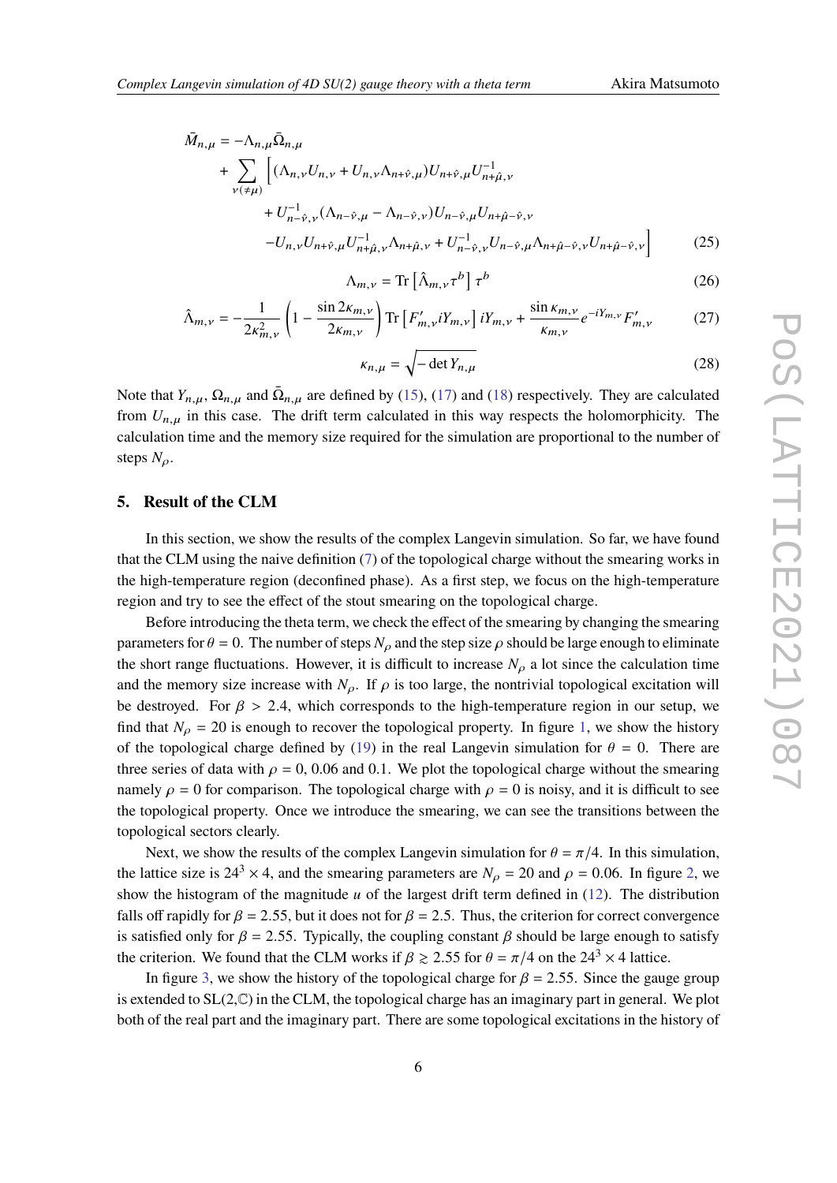$$
\begin{aligned}
\bar{M}_{n,\mu} = &-\Lambda_{n,\mu}\bar{\Omega}_{n,\mu} \\
&+ \sum_{\nu(\neq\mu)} \Big[ (\Lambda_{n,\nu}U_{n,\nu} + U_{n,\nu}\Lambda_{n+\hat{\nu},\mu})U_{n+\hat{\nu},\mu}U^{-1}_{n+\hat{\mu},\nu} \\
&\quad + U^{-1}_{n-\hat{\nu},\nu}(\Lambda_{n-\hat{\nu},\mu} - \Lambda_{n-\hat{\nu},\nu})U_{n-\hat{\nu},\mu}U_{n+\hat{\mu}-\hat{\nu},\nu} \\
&\quad - U_{n,\nu}U_{n+\hat{\nu},\mu}U^{-1}_{n+\hat{\mu},\nu}\Lambda_{n+\hat{\mu},\nu} + U^{-1}_{n-\hat{\nu},\nu}U_{n-\hat{\nu},\mu}\Lambda_{n+\hat{\mu}-\hat{\nu},\nu}U_{n+\hat{\mu}-\hat{\nu},\nu} \Big]
\end{aligned}
\tag{25}
$$

$$
\Lambda_{m,\nu} = \mathrm{Tr}\left[\hat{\Lambda}_{m,\nu}\tau^b\right]\tau^b \tag{26}
$$

$$
\hat{\Lambda}_{m,\nu} = -\frac{1}{2\kappa^2_{m,\nu}}\left(1 - \frac{\sin 2\kappa_{m,\nu}}{2\kappa_{m,\nu}}\right)\mathrm{Tr}\left[F'_{m,\nu}iY_{m,\nu}\right]iY_{m,\nu} + \frac{\sin\kappa_{m,\nu}}{\kappa_{m,\nu}}e^{-iY_{m,\nu}}F'_{m,\nu} \tag{27}
$$

$$
\kappa_{n,\mu} = \sqrt{-\det Y_{n,\mu}} \tag{28}
$$

Note that $Y_{n,\mu}$, $\Omega_{n,\mu}$ and $\bar{\Omega}_{n,\mu}$ are defined by (15), (17) and (18) respectively. They are calculated from $U_{n,\mu}$ in this case. The drift term calculated in this way respects the holomorphicity. The calculation time and the memory size required for the simulation are proportional to the number of steps $N_\rho$.

## 5. Result of the CLM

In this section, we show the results of the complex Langevin simulation. So far, we have found that the CLM using the naive definition (7) of the topological charge without the smearing works in the high-temperature region (deconfined phase). As a first step, we focus on the high-temperature region and try to see the effect of the stout smearing on the topological charge.

Before introducing the theta term, we check the effect of the smearing by changing the smearing parameters for $\theta = 0$. The number of steps $N_\rho$ and the step size $\rho$ should be large enough to eliminate the short range fluctuations. However, it is difficult to increase $N_\rho$ a lot since the calculation time and the memory size increase with $N_\rho$. If $\rho$ is too large, the nontrivial topological excitation will be destroyed. For $\beta > 2.4$, which corresponds to the high-temperature region in our setup, we find that $N_\rho = 20$ is enough to recover the topological property. In figure 1, we show the history of the topological charge defined by (19) in the real Langevin simulation for $\theta = 0$. There are three series of data with $\rho = 0$, 0.06 and 0.1. We plot the topological charge without the smearing namely $\rho = 0$ for comparison. The topological charge with $\rho = 0$ is noisy, and it is difficult to see the topological property. Once we introduce the smearing, we can see the transitions between the topological sectors clearly.

Next, we show the results of the complex Langevin simulation for $\theta = \pi/4$. In this simulation, the lattice size is $24^3 \times 4$, and the smearing parameters are $N_\rho = 20$ and $\rho = 0.06$. In figure 2, we show the histogram of the magnitude $u$ of the largest drift term defined in (12). The distribution falls off rapidly for $\beta = 2.55$, but it does not for $\beta = 2.5$. Thus, the criterion for correct convergence is satisfied only for $\beta = 2.55$. Typically, the coupling constant $\beta$ should be large enough to satisfy the criterion. We found that the CLM works if $\beta \gtrsim 2.55$ for $\theta = \pi/4$ on the $24^3 \times 4$ lattice.

In figure 3, we show the history of the topological charge for $\beta = 2.55$. Since the gauge group is extended to SL(2,$\mathbb{C}$) in the CLM, the topological charge has an imaginary part in general. We plot both of the real part and the imaginary part. There are some topological excitations in the history of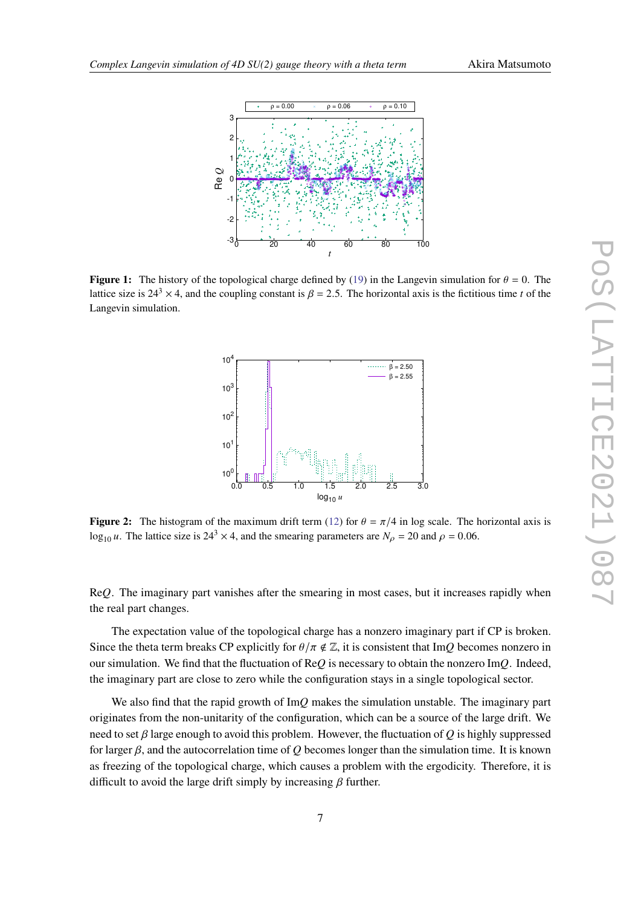**Figure 1:** The history of the topological charge defined by (19) in the Langevin simulation for $\theta = 0$. The lattice size is $24^3 \times 4$, and the coupling constant is $\beta = 2.5$. The horizontal axis is the fictitious time $t$ of the Langevin simulation.

**Figure 2:** The histogram of the maximum drift term (12) for $\theta = \pi/4$ in log scale. The horizontal axis is $\log_{10} u$. The lattice size is $24^3 \times 4$, and the smearing parameters are $N_\rho = 20$ and $\rho = 0.06$.

Re$Q$. The imaginary part vanishes after the smearing in most cases, but it increases rapidly when the real part changes.

The expectation value of the topological charge has a nonzero imaginary part if CP is broken. Since the theta term breaks CP explicitly for $\theta/\pi \notin \mathbb{Z}$, it is consistent that Im$Q$ becomes nonzero in our simulation. We find that the fluctuation of Re$Q$ is necessary to obtain the nonzero Im$Q$. Indeed, the imaginary part are close to zero while the configuration stays in a single topological sector.

We also find that the rapid growth of Im$Q$ makes the simulation unstable. The imaginary part originates from the non-unitarity of the configuration, which can be a source of the large drift. We need to set $\beta$ large enough to avoid this problem. However, the fluctuation of $Q$ is highly suppressed for larger $\beta$, and the autocorrelation time of $Q$ becomes longer than the simulation time. It is known as freezing of the topological charge, which causes a problem with the ergodicity. Therefore, it is difficult to avoid the large drift simply by increasing $\beta$ further.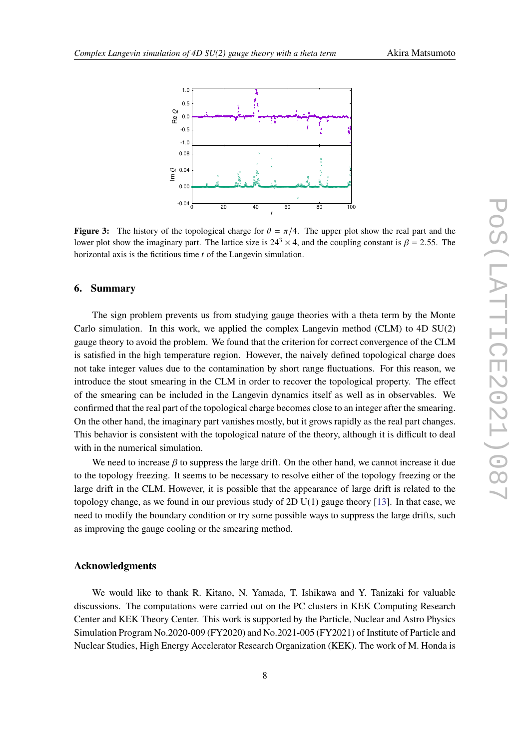**Figure 3:** The history of the topological charge for $\theta = \pi/4$. The upper plot show the real part and the lower plot show the imaginary part. The lattice size is $24^3 \times 4$, and the coupling constant is $\beta = 2.55$. The horizontal axis is the fictitious time $t$ of the Langevin simulation.

## 6. Summary

The sign problem prevents us from studying gauge theories with a theta term by the Monte Carlo simulation. In this work, we applied the complex Langevin method (CLM) to 4D SU(2) gauge theory to avoid the problem. We found that the criterion for correct convergence of the CLM is satisfied in the high temperature region. However, the naively defined topological charge does not take integer values due to the contamination by short range fluctuations. For this reason, we introduce the stout smearing in the CLM in order to recover the topological property. The effect of the smearing can be included in the Langevin dynamics itself as well as in observables. We confirmed that the real part of the topological charge becomes close to an integer after the smearing. On the other hand, the imaginary part vanishes mostly, but it grows rapidly as the real part changes. This behavior is consistent with the topological nature of the theory, although it is difficult to deal with in the numerical simulation.

We need to increase $\beta$ to suppress the large drift. On the other hand, we cannot increase it due to the topology freezing. It seems to be necessary to resolve either of the topology freezing or the large drift in the CLM. However, it is possible that the appearance of large drift is related to the topology change, as we found in our previous study of 2D U(1) gauge theory [13]. In that case, we need to modify the boundary condition or try some possible ways to suppress the large drifts, such as improving the gauge cooling or the smearing method.

### Acknowledgments

We would like to thank R. Kitano, N. Yamada, T. Ishikawa and Y. Tanizaki for valuable discussions. The computations were carried out on the PC clusters in KEK Computing Research Center and KEK Theory Center. This work is supported by the Particle, Nuclear and Astro Physics Simulation Program No.2020-009 (FY2020) and No.2021-005 (FY2021) of Institute of Particle and Nuclear Studies, High Energy Accelerator Research Organization (KEK). The work of M. Honda is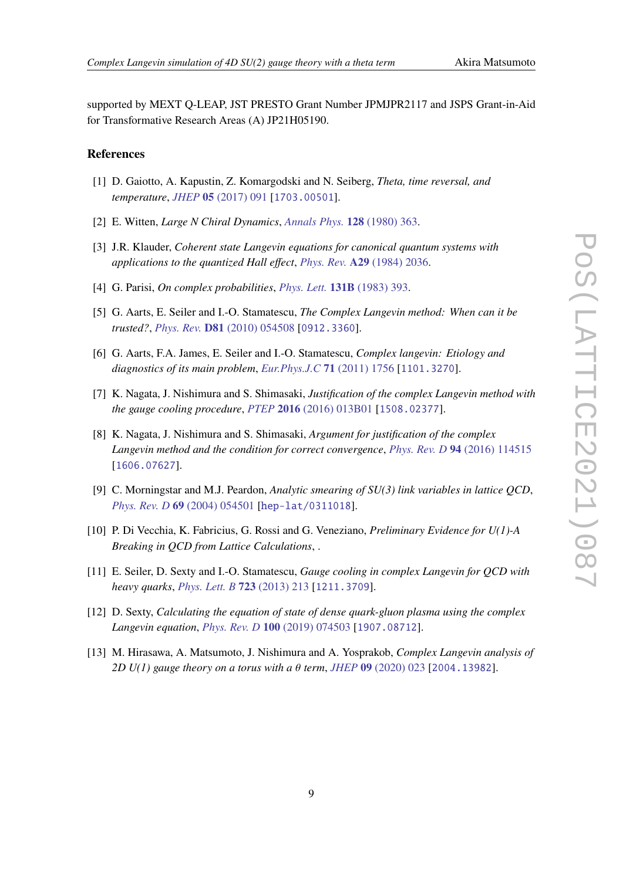supported by MEXT Q-LEAP, JST PRESTO Grant Number JPMJPR2117 and JSPS Grant-in-Aid for Transformative Research Areas (A) JP21H05190.

## References

[1] D. Gaiotto, A. Kapustin, Z. Komargodski and N. Seiberg, *Theta, time reversal, and temperature*, *JHEP* **05** (2017) 091 [1703.00501].

[2] E. Witten, *Large N Chiral Dynamics*, *Annals Phys.* **128** (1980) 363.

[3] J.R. Klauder, *Coherent state Langevin equations for canonical quantum systems with applications to the quantized Hall effect*, *Phys. Rev.* **A29** (1984) 2036.

[4] G. Parisi, *On complex probabilities*, *Phys. Lett.* **131B** (1983) 393.

[5] G. Aarts, E. Seiler and I.-O. Stamatescu, *The Complex Langevin method: When can it be trusted?*, *Phys. Rev.* **D81** (2010) 054508 [0912.3360].

[6] G. Aarts, F.A. James, E. Seiler and I.-O. Stamatescu, *Complex langevin: Etiology and diagnostics of its main problem*, *Eur.Phys.J.C* **71** (2011) 1756 [1101.3270].

[7] K. Nagata, J. Nishimura and S. Shimasaki, *Justification of the complex Langevin method with the gauge cooling procedure*, *PTEP* **2016** (2016) 013B01 [1508.02377].

[8] K. Nagata, J. Nishimura and S. Shimasaki, *Argument for justification of the complex Langevin method and the condition for correct convergence*, *Phys. Rev. D* **94** (2016) 114515 [1606.07627].

[9] C. Morningstar and M.J. Peardon, *Analytic smearing of SU(3) link variables in lattice QCD*, *Phys. Rev. D* **69** (2004) 054501 [hep-lat/0311018].

[10] P. Di Vecchia, K. Fabricius, G. Rossi and G. Veneziano, *Preliminary Evidence for U(1)-A Breaking in QCD from Lattice Calculations*, .

[11] E. Seiler, D. Sexty and I.-O. Stamatescu, *Gauge cooling in complex Langevin for QCD with heavy quarks*, *Phys. Lett. B* **723** (2013) 213 [1211.3709].

[12] D. Sexty, *Calculating the equation of state of dense quark-gluon plasma using the complex Langevin equation*, *Phys. Rev. D* **100** (2019) 074503 [1907.08712].

[13] M. Hirasawa, A. Matsumoto, J. Nishimura and A. Yosprakob, *Complex Langevin analysis of 2D U(1) gauge theory on a torus with a $\theta$ term*, *JHEP* **09** (2020) 023 [2004.13982].